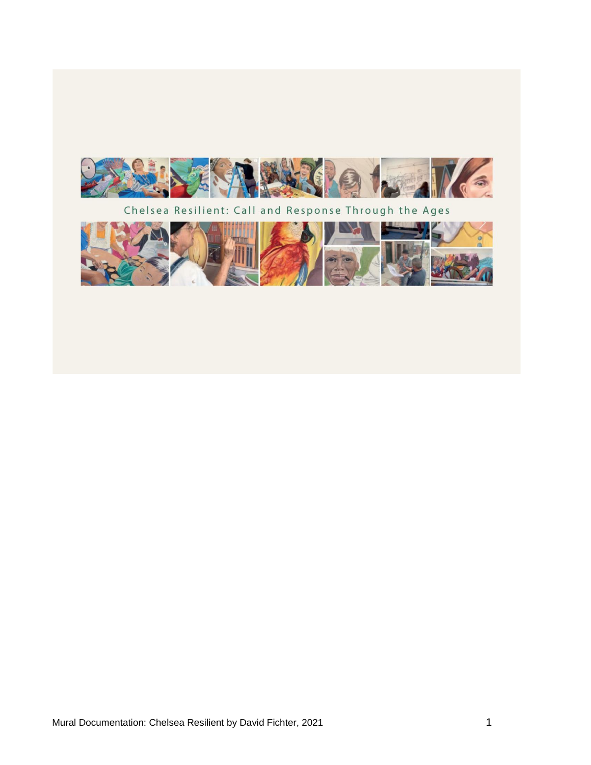# Chelsea Resilient: Call and Response Through the Ages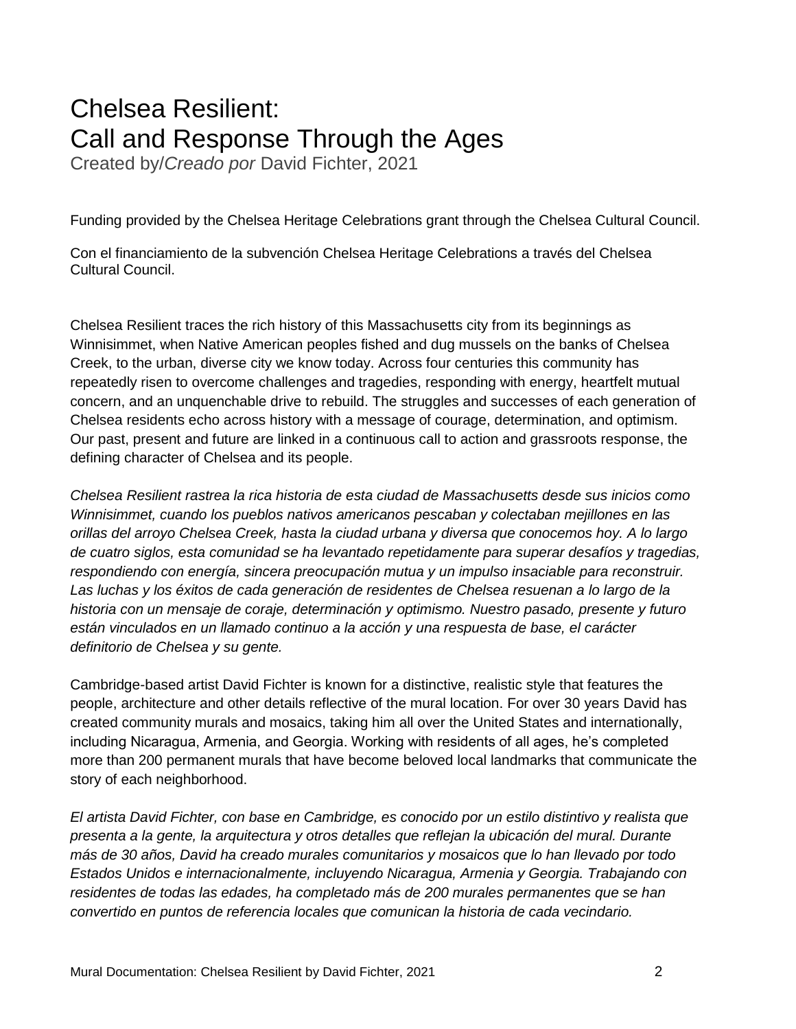# Chelsea Resilient:
# Call and Response Through the Ages

Created by/*Creado por* David Fichter, 2021

Funding provided by the Chelsea Heritage Celebrations grant through the Chelsea Cultural Council.

Con el financiamiento de la subvención Chelsea Heritage Celebrations a través del Chelsea Cultural Council.

Chelsea Resilient traces the rich history of this Massachusetts city from its beginnings as Winnisimmet, when Native American peoples fished and dug mussels on the banks of Chelsea Creek, to the urban, diverse city we know today. Across four centuries this community has repeatedly risen to overcome challenges and tragedies, responding with energy, heartfelt mutual concern, and an unquenchable drive to rebuild. The struggles and successes of each generation of Chelsea residents echo across history with a message of courage, determination, and optimism. Our past, present and future are linked in a continuous call to action and grassroots response, the defining character of Chelsea and its people.

*Chelsea Resilient rastrea la rica historia de esta ciudad de Massachusetts desde sus inicios como Winnisimmet, cuando los pueblos nativos americanos pescaban y colectaban mejillones en las orillas del arroyo Chelsea Creek, hasta la ciudad urbana y diversa que conocemos hoy. A lo largo de cuatro siglos, esta comunidad se ha levantado repetidamente para superar desafíos y tragedias, respondiendo con energía, sincera preocupación mutua y un impulso insaciable para reconstruir. Las luchas y los éxitos de cada generación de residentes de Chelsea resuenan a lo largo de la historia con un mensaje de coraje, determinación y optimismo. Nuestro pasado, presente y futuro están vinculados en un llamado continuo a la acción y una respuesta de base, el carácter definitorio de Chelsea y su gente.*

Cambridge-based artist David Fichter is known for a distinctive, realistic style that features the people, architecture and other details reflective of the mural location. For over 30 years David has created community murals and mosaics, taking him all over the United States and internationally, including Nicaragua, Armenia, and Georgia. Working with residents of all ages, he's completed more than 200 permanent murals that have become beloved local landmarks that communicate the story of each neighborhood.

*El artista David Fichter, con base en Cambridge, es conocido por un estilo distintivo y realista que presenta a la gente, la arquitectura y otros detalles que reflejan la ubicación del mural. Durante más de 30 años, David ha creado murales comunitarios y mosaicos que lo han llevado por todo Estados Unidos e internacionalmente, incluyendo Nicaragua, Armenia y Georgia. Trabajando con residentes de todas las edades, ha completado más de 200 murales permanentes que se han convertido en puntos de referencia locales que comunican la historia de cada vecindario.*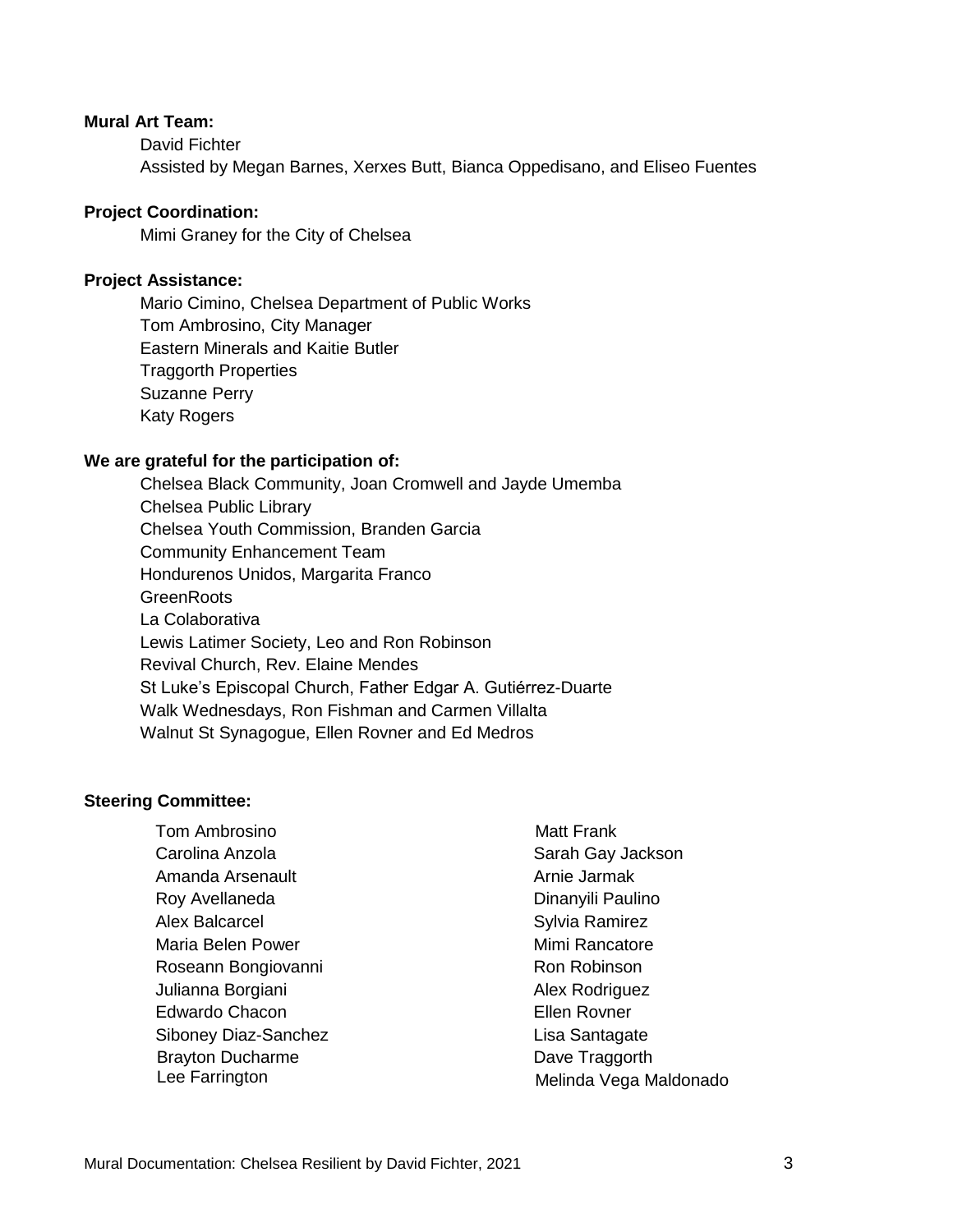**Mural Art Team:**

David Fichter
Assisted by Megan Barnes, Xerxes Butt, Bianca Oppedisano, and Eliseo Fuentes

**Project Coordination:**

Mimi Graney for the City of Chelsea

**Project Assistance:**

Mario Cimino, Chelsea Department of Public Works
Tom Ambrosino, City Manager
Eastern Minerals and Kaitie Butler
Traggorth Properties
Suzanne Perry
Katy Rogers

**We are grateful for the participation of:**

Chelsea Black Community, Joan Cromwell and Jayde Umemba
Chelsea Public Library
Chelsea Youth Commission, Branden Garcia
Community Enhancement Team
Hondurenos Unidos, Margarita Franco
GreenRoots
La Colaborativa
Lewis Latimer Society, Leo and Ron Robinson
Revival Church, Rev. Elaine Mendes
St Luke's Episcopal Church, Father Edgar A. Gutiérrez-Duarte
Walk Wednesdays, Ron Fishman and Carmen Villalta
Walnut St Synagogue, Ellen Rovner and Ed Medros

**Steering Committee:**

Tom Ambrosino
Carolina Anzola
Amanda Arsenault
Roy Avellaneda
Alex Balcarcel
Maria Belen Power
Roseann Bongiovanni
Julianna Borgiani
Edwardo Chacon
Siboney Diaz-Sanchez
Brayton Ducharme
Lee Farrington
Matt Frank
Sarah Gay Jackson
Arnie Jarmak
Dinanyili Paulino
Sylvia Ramirez
Mimi Rancatore
Ron Robinson
Alex Rodriguez
Ellen Rovner
Lisa Santagate
Dave Traggorth
Melinda Vega Maldonado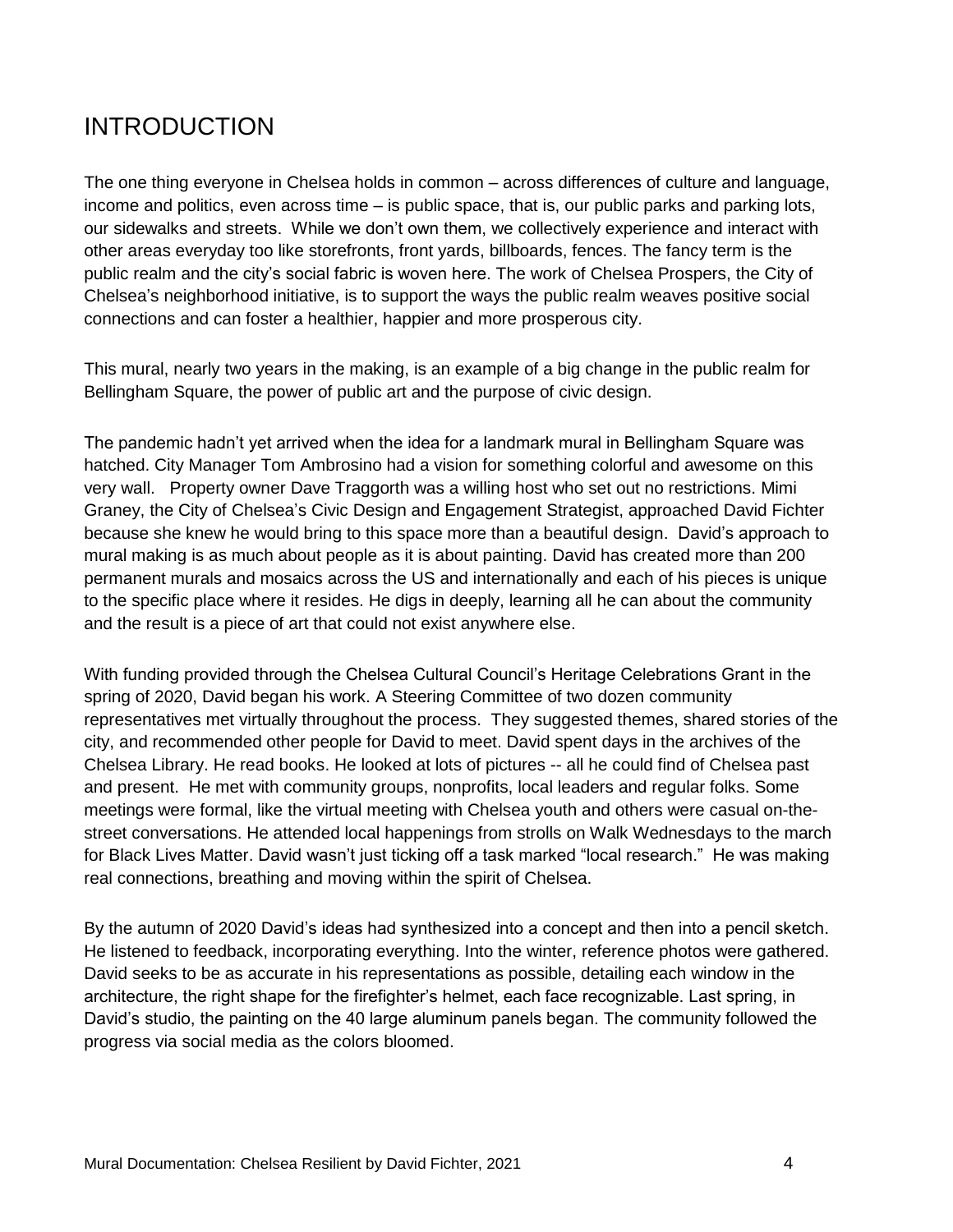# INTRODUCTION

The one thing everyone in Chelsea holds in common – across differences of culture and language, income and politics, even across time – is public space, that is, our public parks and parking lots, our sidewalks and streets. While we don't own them, we collectively experience and interact with other areas everyday too like storefronts, front yards, billboards, fences. The fancy term is the public realm and the city's social fabric is woven here. The work of Chelsea Prospers, the City of Chelsea's neighborhood initiative, is to support the ways the public realm weaves positive social connections and can foster a healthier, happier and more prosperous city.

This mural, nearly two years in the making, is an example of a big change in the public realm for Bellingham Square, the power of public art and the purpose of civic design.

The pandemic hadn't yet arrived when the idea for a landmark mural in Bellingham Square was hatched. City Manager Tom Ambrosino had a vision for something colorful and awesome on this very wall. Property owner Dave Traggorth was a willing host who set out no restrictions. Mimi Graney, the City of Chelsea's Civic Design and Engagement Strategist, approached David Fichter because she knew he would bring to this space more than a beautiful design. David's approach to mural making is as much about people as it is about painting. David has created more than 200 permanent murals and mosaics across the US and internationally and each of his pieces is unique to the specific place where it resides. He digs in deeply, learning all he can about the community and the result is a piece of art that could not exist anywhere else.

With funding provided through the Chelsea Cultural Council's Heritage Celebrations Grant in the spring of 2020, David began his work. A Steering Committee of two dozen community representatives met virtually throughout the process. They suggested themes, shared stories of the city, and recommended other people for David to meet. David spent days in the archives of the Chelsea Library. He read books. He looked at lots of pictures -- all he could find of Chelsea past and present. He met with community groups, nonprofits, local leaders and regular folks. Some meetings were formal, like the virtual meeting with Chelsea youth and others were casual on-the-street conversations. He attended local happenings from strolls on Walk Wednesdays to the march for Black Lives Matter. David wasn't just ticking off a task marked "local research." He was making real connections, breathing and moving within the spirit of Chelsea.

By the autumn of 2020 David's ideas had synthesized into a concept and then into a pencil sketch. He listened to feedback, incorporating everything. Into the winter, reference photos were gathered. David seeks to be as accurate in his representations as possible, detailing each window in the architecture, the right shape for the firefighter's helmet, each face recognizable. Last spring, in David's studio, the painting on the 40 large aluminum panels began. The community followed the progress via social media as the colors bloomed.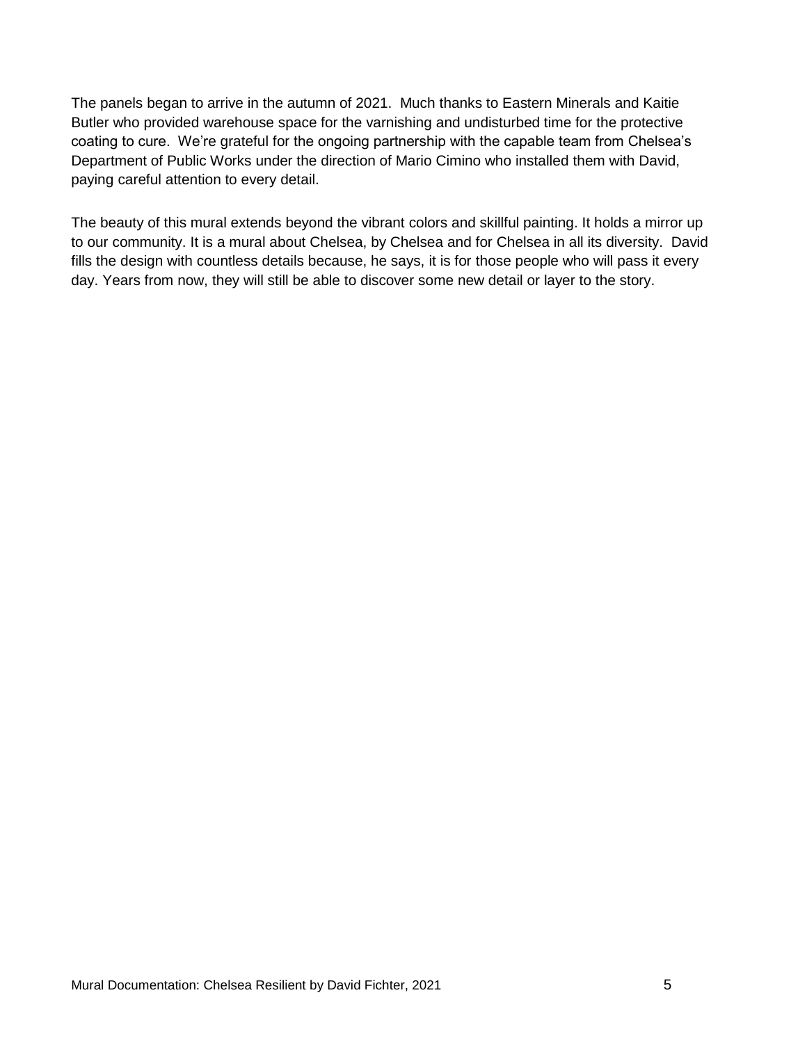The panels began to arrive in the autumn of 2021. Much thanks to Eastern Minerals and Kaitie Butler who provided warehouse space for the varnishing and undisturbed time for the protective coating to cure. We're grateful for the ongoing partnership with the capable team from Chelsea's Department of Public Works under the direction of Mario Cimino who installed them with David, paying careful attention to every detail.

The beauty of this mural extends beyond the vibrant colors and skillful painting. It holds a mirror up to our community. It is a mural about Chelsea, by Chelsea and for Chelsea in all its diversity. David fills the design with countless details because, he says, it is for those people who will pass it every day. Years from now, they will still be able to discover some new detail or layer to the story.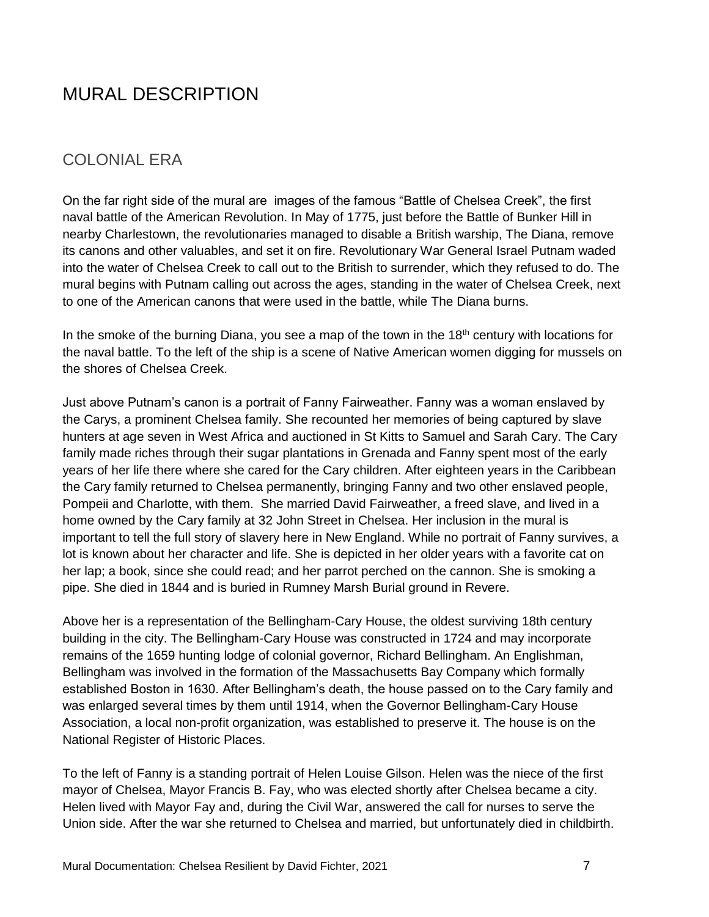# MURAL DESCRIPTION

## COLONIAL ERA

On the far right side of the mural are images of the famous "Battle of Chelsea Creek", the first naval battle of the American Revolution. In May of 1775, just before the Battle of Bunker Hill in nearby Charlestown, the revolutionaries managed to disable a British warship, The Diana, remove its canons and other valuables, and set it on fire. Revolutionary War General Israel Putnam waded into the water of Chelsea Creek to call out to the British to surrender, which they refused to do. The mural begins with Putnam calling out across the ages, standing in the water of Chelsea Creek, next to one of the American canons that were used in the battle, while The Diana burns.

In the smoke of the burning Diana, you see a map of the town in the 18th century with locations for the naval battle. To the left of the ship is a scene of Native American women digging for mussels on the shores of Chelsea Creek.

Just above Putnam's canon is a portrait of Fanny Fairweather. Fanny was a woman enslaved by the Carys, a prominent Chelsea family. She recounted her memories of being captured by slave hunters at age seven in West Africa and auctioned in St Kitts to Samuel and Sarah Cary. The Cary family made riches through their sugar plantations in Grenada and Fanny spent most of the early years of her life there where she cared for the Cary children. After eighteen years in the Caribbean the Cary family returned to Chelsea permanently, bringing Fanny and two other enslaved people, Pompeii and Charlotte, with them. She married David Fairweather, a freed slave, and lived in a home owned by the Cary family at 32 John Street in Chelsea. Her inclusion in the mural is important to tell the full story of slavery here in New England. While no portrait of Fanny survives, a lot is known about her character and life. She is depicted in her older years with a favorite cat on her lap; a book, since she could read; and her parrot perched on the cannon. She is smoking a pipe. She died in 1844 and is buried in Rumney Marsh Burial ground in Revere.

Above her is a representation of the Bellingham-Cary House, the oldest surviving 18th century building in the city. The Bellingham-Cary House was constructed in 1724 and may incorporate remains of the 1659 hunting lodge of colonial governor, Richard Bellingham. An Englishman, Bellingham was involved in the formation of the Massachusetts Bay Company which formally established Boston in 1630. After Bellingham's death, the house passed on to the Cary family and was enlarged several times by them until 1914, when the Governor Bellingham-Cary House Association, a local non-profit organization, was established to preserve it. The house is on the National Register of Historic Places.

To the left of Fanny is a standing portrait of Helen Louise Gilson. Helen was the niece of the first mayor of Chelsea, Mayor Francis B. Fay, who was elected shortly after Chelsea became a city. Helen lived with Mayor Fay and, during the Civil War, answered the call for nurses to serve the Union side. After the war she returned to Chelsea and married, but unfortunately died in childbirth.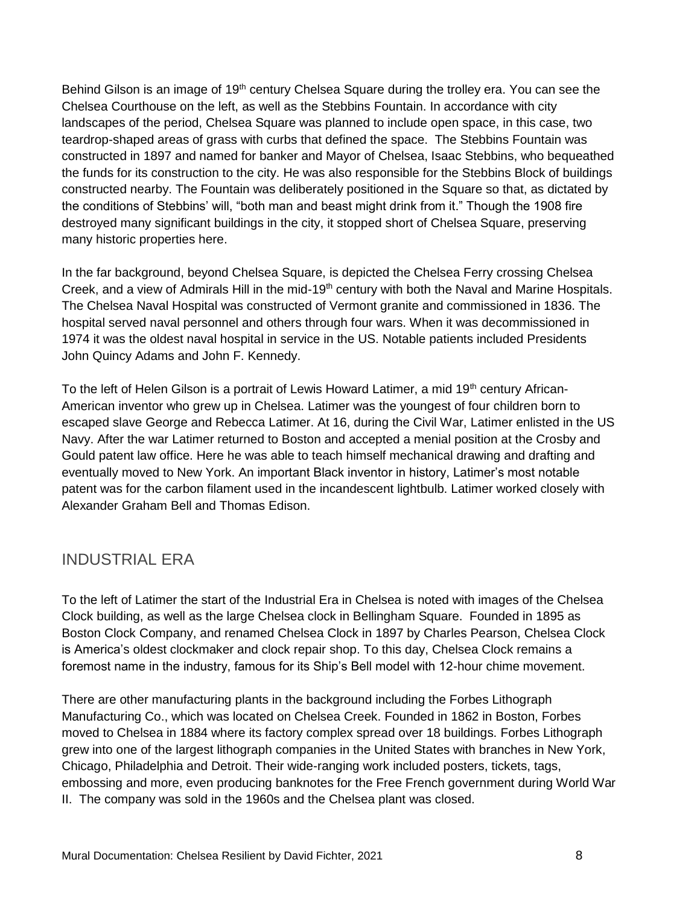Behind Gilson is an image of 19th century Chelsea Square during the trolley era. You can see the Chelsea Courthouse on the left, as well as the Stebbins Fountain. In accordance with city landscapes of the period, Chelsea Square was planned to include open space, in this case, two teardrop-shaped areas of grass with curbs that defined the space. The Stebbins Fountain was constructed in 1897 and named for banker and Mayor of Chelsea, Isaac Stebbins, who bequeathed the funds for its construction to the city. He was also responsible for the Stebbins Block of buildings constructed nearby. The Fountain was deliberately positioned in the Square so that, as dictated by the conditions of Stebbins' will, "both man and beast might drink from it." Though the 1908 fire destroyed many significant buildings in the city, it stopped short of Chelsea Square, preserving many historic properties here.

In the far background, beyond Chelsea Square, is depicted the Chelsea Ferry crossing Chelsea Creek, and a view of Admirals Hill in the mid-19th century with both the Naval and Marine Hospitals. The Chelsea Naval Hospital was constructed of Vermont granite and commissioned in 1836. The hospital served naval personnel and others through four wars. When it was decommissioned in 1974 it was the oldest naval hospital in service in the US. Notable patients included Presidents John Quincy Adams and John F. Kennedy.

To the left of Helen Gilson is a portrait of Lewis Howard Latimer, a mid 19th century African-American inventor who grew up in Chelsea. Latimer was the youngest of four children born to escaped slave George and Rebecca Latimer. At 16, during the Civil War, Latimer enlisted in the US Navy. After the war Latimer returned to Boston and accepted a menial position at the Crosby and Gould patent law office. Here he was able to teach himself mechanical drawing and drafting and eventually moved to New York. An important Black inventor in history, Latimer's most notable patent was for the carbon filament used in the incandescent lightbulb. Latimer worked closely with Alexander Graham Bell and Thomas Edison.

## INDUSTRIAL ERA

To the left of Latimer the start of the Industrial Era in Chelsea is noted with images of the Chelsea Clock building, as well as the large Chelsea clock in Bellingham Square. Founded in 1895 as Boston Clock Company, and renamed Chelsea Clock in 1897 by Charles Pearson, Chelsea Clock is America's oldest clockmaker and clock repair shop. To this day, Chelsea Clock remains a foremost name in the industry, famous for its Ship's Bell model with 12-hour chime movement.

There are other manufacturing plants in the background including the Forbes Lithograph Manufacturing Co., which was located on Chelsea Creek. Founded in 1862 in Boston, Forbes moved to Chelsea in 1884 where its factory complex spread over 18 buildings. Forbes Lithograph grew into one of the largest lithograph companies in the United States with branches in New York, Chicago, Philadelphia and Detroit. Their wide-ranging work included posters, tickets, tags, embossing and more, even producing banknotes for the Free French government during World War II. The company was sold in the 1960s and the Chelsea plant was closed.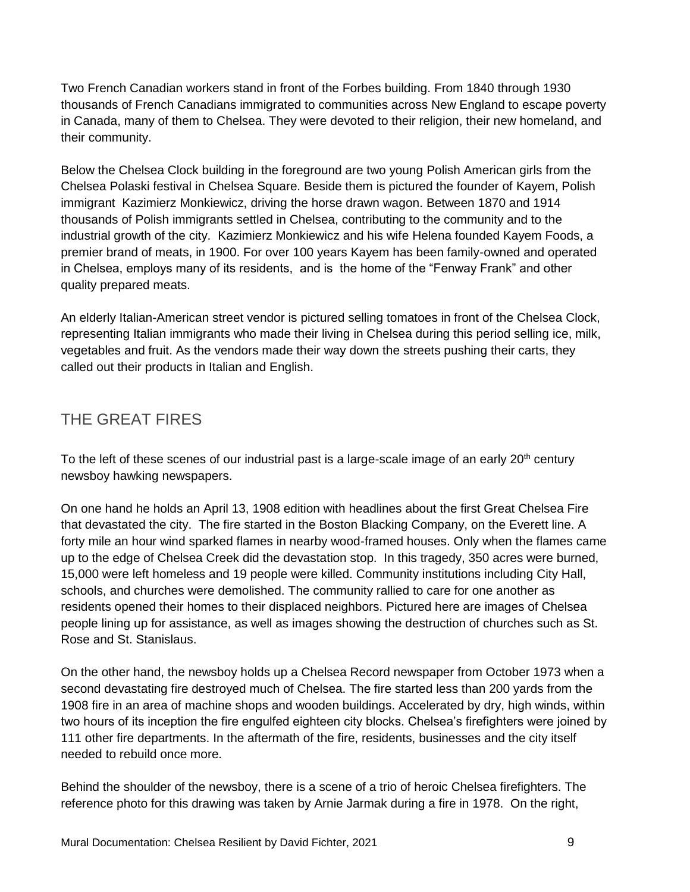Two French Canadian workers stand in front of the Forbes building. From 1840 through 1930 thousands of French Canadians immigrated to communities across New England to escape poverty in Canada, many of them to Chelsea. They were devoted to their religion, their new homeland, and their community.

Below the Chelsea Clock building in the foreground are two young Polish American girls from the Chelsea Polaski festival in Chelsea Square. Beside them is pictured the founder of Kayem, Polish immigrant Kazimierz Monkiewicz, driving the horse drawn wagon. Between 1870 and 1914 thousands of Polish immigrants settled in Chelsea, contributing to the community and to the industrial growth of the city. Kazimierz Monkiewicz and his wife Helena founded Kayem Foods, a premier brand of meats, in 1900. For over 100 years Kayem has been family-owned and operated in Chelsea, employs many of its residents, and is the home of the "Fenway Frank" and other quality prepared meats.

An elderly Italian-American street vendor is pictured selling tomatoes in front of the Chelsea Clock, representing Italian immigrants who made their living in Chelsea during this period selling ice, milk, vegetables and fruit. As the vendors made their way down the streets pushing their carts, they called out their products in Italian and English.

## THE GREAT FIRES

To the left of these scenes of our industrial past is a large-scale image of an early 20th century newsboy hawking newspapers.

On one hand he holds an April 13, 1908 edition with headlines about the first Great Chelsea Fire that devastated the city. The fire started in the Boston Blacking Company, on the Everett line. A forty mile an hour wind sparked flames in nearby wood-framed houses. Only when the flames came up to the edge of Chelsea Creek did the devastation stop. In this tragedy, 350 acres were burned, 15,000 were left homeless and 19 people were killed. Community institutions including City Hall, schools, and churches were demolished. The community rallied to care for one another as residents opened their homes to their displaced neighbors. Pictured here are images of Chelsea people lining up for assistance, as well as images showing the destruction of churches such as St. Rose and St. Stanislaus.

On the other hand, the newsboy holds up a Chelsea Record newspaper from October 1973 when a second devastating fire destroyed much of Chelsea. The fire started less than 200 yards from the 1908 fire in an area of machine shops and wooden buildings. Accelerated by dry, high winds, within two hours of its inception the fire engulfed eighteen city blocks. Chelsea's firefighters were joined by 111 other fire departments. In the aftermath of the fire, residents, businesses and the city itself needed to rebuild once more.

Behind the shoulder of the newsboy, there is a scene of a trio of heroic Chelsea firefighters. The reference photo for this drawing was taken by Arnie Jarmak during a fire in 1978. On the right,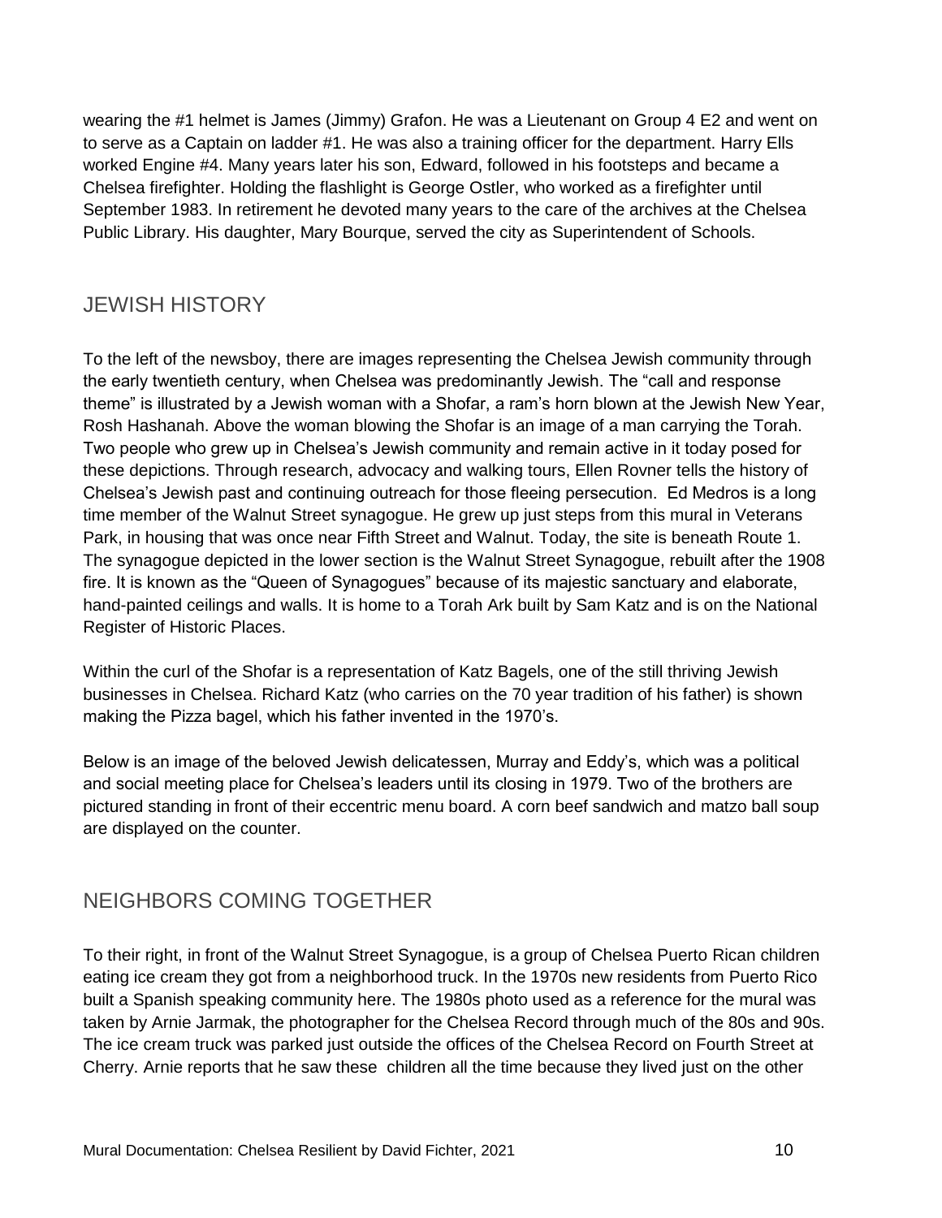wearing the #1 helmet is James (Jimmy) Grafon. He was a Lieutenant on Group 4 E2 and went on to serve as a Captain on ladder #1. He was also a training officer for the department. Harry Ells worked Engine #4. Many years later his son, Edward, followed in his footsteps and became a Chelsea firefighter. Holding the flashlight is George Ostler, who worked as a firefighter until September 1983. In retirement he devoted many years to the care of the archives at the Chelsea Public Library. His daughter, Mary Bourque, served the city as Superintendent of Schools.

## JEWISH HISTORY

To the left of the newsboy, there are images representing the Chelsea Jewish community through the early twentieth century, when Chelsea was predominantly Jewish. The "call and response theme" is illustrated by a Jewish woman with a Shofar, a ram's horn blown at the Jewish New Year, Rosh Hashanah. Above the woman blowing the Shofar is an image of a man carrying the Torah. Two people who grew up in Chelsea's Jewish community and remain active in it today posed for these depictions. Through research, advocacy and walking tours, Ellen Rovner tells the history of Chelsea's Jewish past and continuing outreach for those fleeing persecution. Ed Medros is a long time member of the Walnut Street synagogue. He grew up just steps from this mural in Veterans Park, in housing that was once near Fifth Street and Walnut. Today, the site is beneath Route 1. The synagogue depicted in the lower section is the Walnut Street Synagogue, rebuilt after the 1908 fire. It is known as the "Queen of Synagogues" because of its majestic sanctuary and elaborate, hand-painted ceilings and walls. It is home to a Torah Ark built by Sam Katz and is on the National Register of Historic Places.

Within the curl of the Shofar is a representation of Katz Bagels, one of the still thriving Jewish businesses in Chelsea. Richard Katz (who carries on the 70 year tradition of his father) is shown making the Pizza bagel, which his father invented in the 1970's.

Below is an image of the beloved Jewish delicatessen, Murray and Eddy's, which was a political and social meeting place for Chelsea's leaders until its closing in 1979. Two of the brothers are pictured standing in front of their eccentric menu board. A corn beef sandwich and matzo ball soup are displayed on the counter.

## NEIGHBORS COMING TOGETHER

To their right, in front of the Walnut Street Synagogue, is a group of Chelsea Puerto Rican children eating ice cream they got from a neighborhood truck. In the 1970s new residents from Puerto Rico built a Spanish speaking community here. The 1980s photo used as a reference for the mural was taken by Arnie Jarmak, the photographer for the Chelsea Record through much of the 80s and 90s. The ice cream truck was parked just outside the offices of the Chelsea Record on Fourth Street at Cherry. Arnie reports that he saw these children all the time because they lived just on the other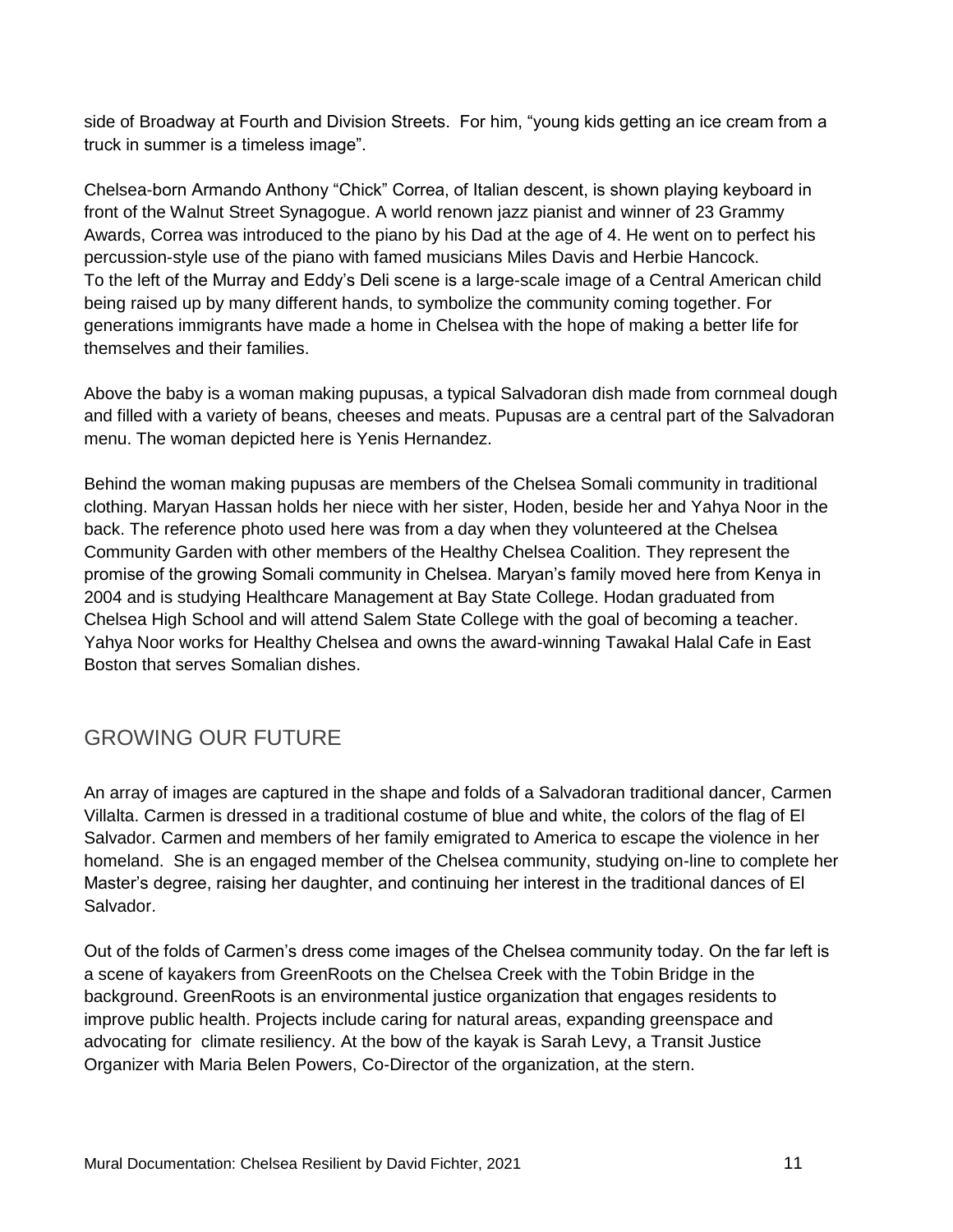side of Broadway at Fourth and Division Streets. For him, "young kids getting an ice cream from a truck in summer is a timeless image".

Chelsea-born Armando Anthony "Chick" Correa, of Italian descent, is shown playing keyboard in front of the Walnut Street Synagogue. A world renown jazz pianist and winner of 23 Grammy Awards, Correa was introduced to the piano by his Dad at the age of 4. He went on to perfect his percussion-style use of the piano with famed musicians Miles Davis and Herbie Hancock.
To the left of the Murray and Eddy's Deli scene is a large-scale image of a Central American child being raised up by many different hands, to symbolize the community coming together. For generations immigrants have made a home in Chelsea with the hope of making a better life for themselves and their families.

Above the baby is a woman making pupusas, a typical Salvadoran dish made from cornmeal dough and filled with a variety of beans, cheeses and meats. Pupusas are a central part of the Salvadoran menu. The woman depicted here is Yenis Hernandez.

Behind the woman making pupusas are members of the Chelsea Somali community in traditional clothing. Maryan Hassan holds her niece with her sister, Hoden, beside her and Yahya Noor in the back. The reference photo used here was from a day when they volunteered at the Chelsea Community Garden with other members of the Healthy Chelsea Coalition. They represent the promise of the growing Somali community in Chelsea. Maryan's family moved here from Kenya in 2004 and is studying Healthcare Management at Bay State College. Hodan graduated from Chelsea High School and will attend Salem State College with the goal of becoming a teacher. Yahya Noor works for Healthy Chelsea and owns the award-winning Tawakal Halal Cafe in East Boston that serves Somalian dishes.

## GROWING OUR FUTURE

An array of images are captured in the shape and folds of a Salvadoran traditional dancer, Carmen Villalta. Carmen is dressed in a traditional costume of blue and white, the colors of the flag of El Salvador. Carmen and members of her family emigrated to America to escape the violence in her homeland. She is an engaged member of the Chelsea community, studying on-line to complete her Master's degree, raising her daughter, and continuing her interest in the traditional dances of El Salvador.

Out of the folds of Carmen's dress come images of the Chelsea community today. On the far left is a scene of kayakers from GreenRoots on the Chelsea Creek with the Tobin Bridge in the background. GreenRoots is an environmental justice organization that engages residents to improve public health. Projects include caring for natural areas, expanding greenspace and advocating for climate resiliency. At the bow of the kayak is Sarah Levy, a Transit Justice Organizer with Maria Belen Powers, Co-Director of the organization, at the stern.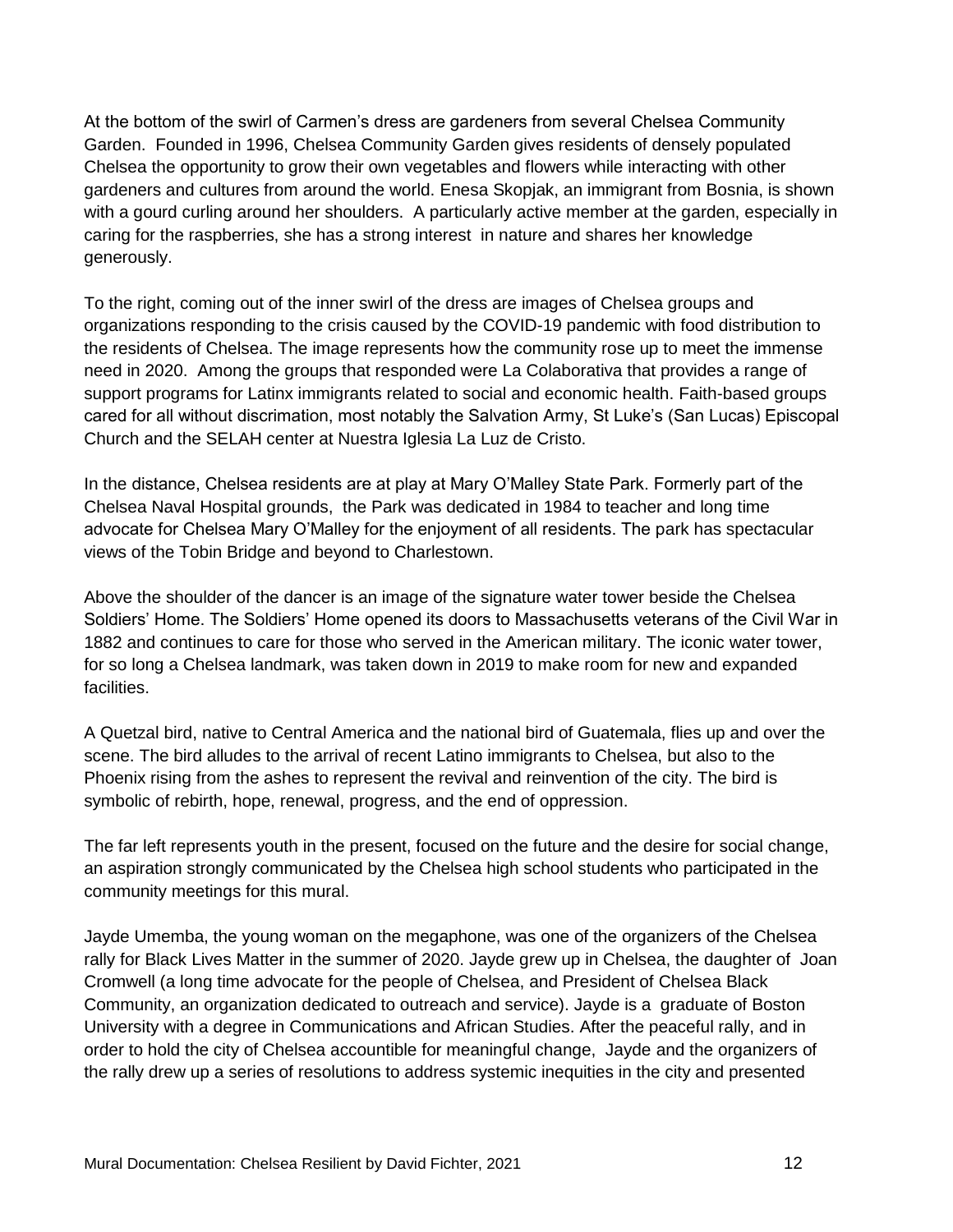At the bottom of the swirl of Carmen's dress are gardeners from several Chelsea Community Garden. Founded in 1996, Chelsea Community Garden gives residents of densely populated Chelsea the opportunity to grow their own vegetables and flowers while interacting with other gardeners and cultures from around the world. Enesa Skopjak, an immigrant from Bosnia, is shown with a gourd curling around her shoulders. A particularly active member at the garden, especially in caring for the raspberries, she has a strong interest in nature and shares her knowledge generously.

To the right, coming out of the inner swirl of the dress are images of Chelsea groups and organizations responding to the crisis caused by the COVID-19 pandemic with food distribution to the residents of Chelsea. The image represents how the community rose up to meet the immense need in 2020. Among the groups that responded were La Colaborativa that provides a range of support programs for Latinx immigrants related to social and economic health. Faith-based groups cared for all without discrimation, most notably the Salvation Army, St Luke's (San Lucas) Episcopal Church and the SELAH center at Nuestra Iglesia La Luz de Cristo.

In the distance, Chelsea residents are at play at Mary O'Malley State Park. Formerly part of the Chelsea Naval Hospital grounds, the Park was dedicated in 1984 to teacher and long time advocate for Chelsea Mary O'Malley for the enjoyment of all residents. The park has spectacular views of the Tobin Bridge and beyond to Charlestown.

Above the shoulder of the dancer is an image of the signature water tower beside the Chelsea Soldiers' Home. The Soldiers' Home opened its doors to Massachusetts veterans of the Civil War in 1882 and continues to care for those who served in the American military. The iconic water tower, for so long a Chelsea landmark, was taken down in 2019 to make room for new and expanded facilities.

A Quetzal bird, native to Central America and the national bird of Guatemala, flies up and over the scene. The bird alludes to the arrival of recent Latino immigrants to Chelsea, but also to the Phoenix rising from the ashes to represent the revival and reinvention of the city. The bird is symbolic of rebirth, hope, renewal, progress, and the end of oppression.

The far left represents youth in the present, focused on the future and the desire for social change, an aspiration strongly communicated by the Chelsea high school students who participated in the community meetings for this mural.

Jayde Umemba, the young woman on the megaphone, was one of the organizers of the Chelsea rally for Black Lives Matter in the summer of 2020. Jayde grew up in Chelsea, the daughter of Joan Cromwell (a long time advocate for the people of Chelsea, and President of Chelsea Black Community, an organization dedicated to outreach and service). Jayde is a graduate of Boston University with a degree in Communications and African Studies. After the peaceful rally, and in order to hold the city of Chelsea accountible for meaningful change, Jayde and the organizers of the rally drew up a series of resolutions to address systemic inequities in the city and presented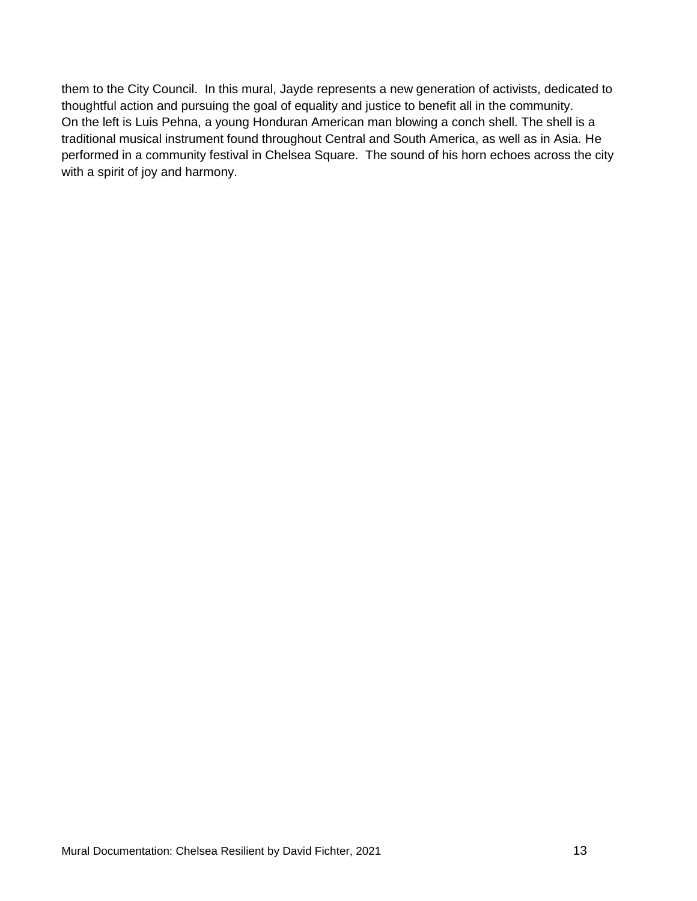them to the City Council. In this mural, Jayde represents a new generation of activists, dedicated to thoughtful action and pursuing the goal of equality and justice to benefit all in the community.
On the left is Luis Pehna, a young Honduran American man blowing a conch shell. The shell is a traditional musical instrument found throughout Central and South America, as well as in Asia. He performed in a community festival in Chelsea Square. The sound of his horn echoes across the city with a spirit of joy and harmony.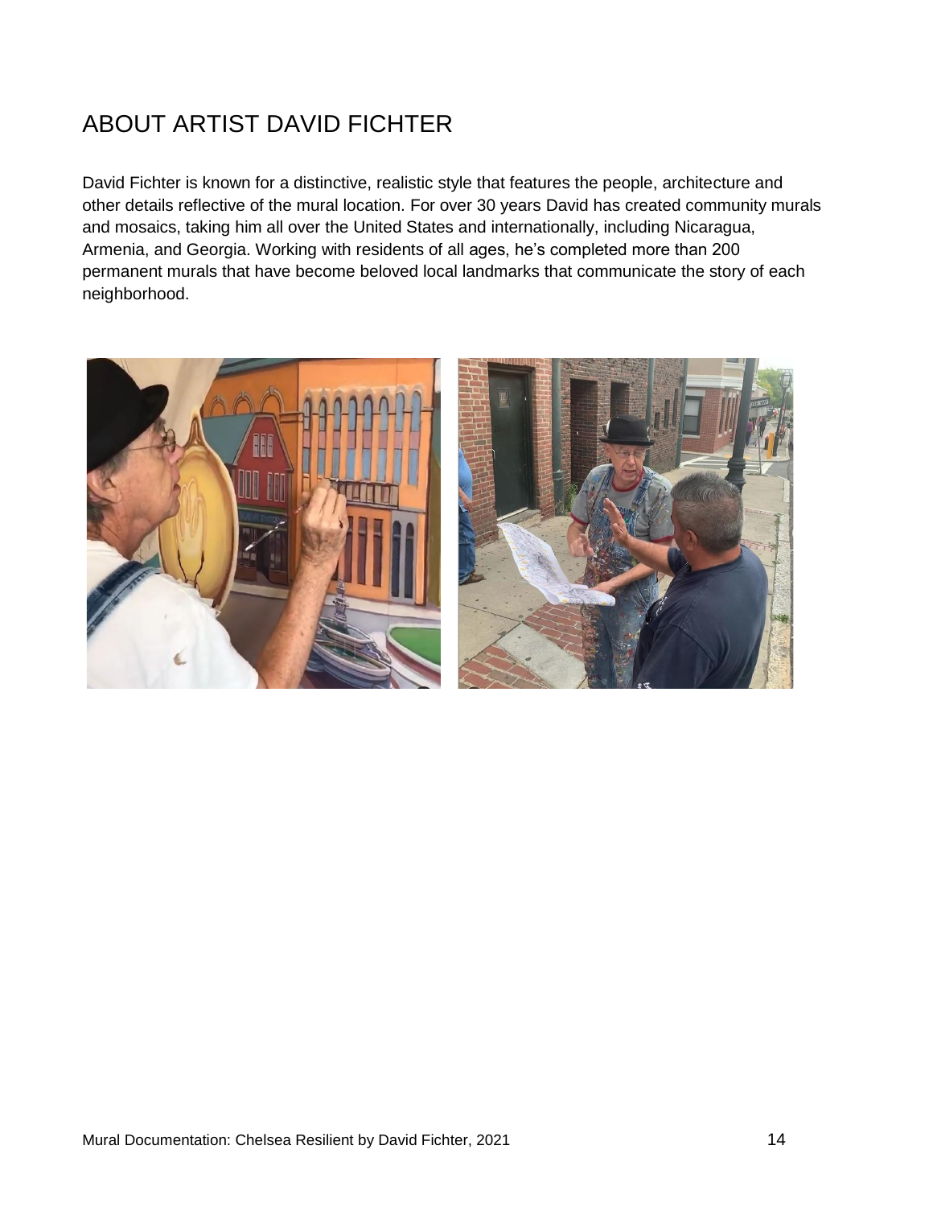# ABOUT ARTIST DAVID FICHTER

David Fichter is known for a distinctive, realistic style that features the people, architecture and other details reflective of the mural location. For over 30 years David has created community murals and mosaics, taking him all over the United States and internationally, including Nicaragua, Armenia, and Georgia. Working with residents of all ages, he's completed more than 200 permanent murals that have become beloved local landmarks that communicate the story of each neighborhood.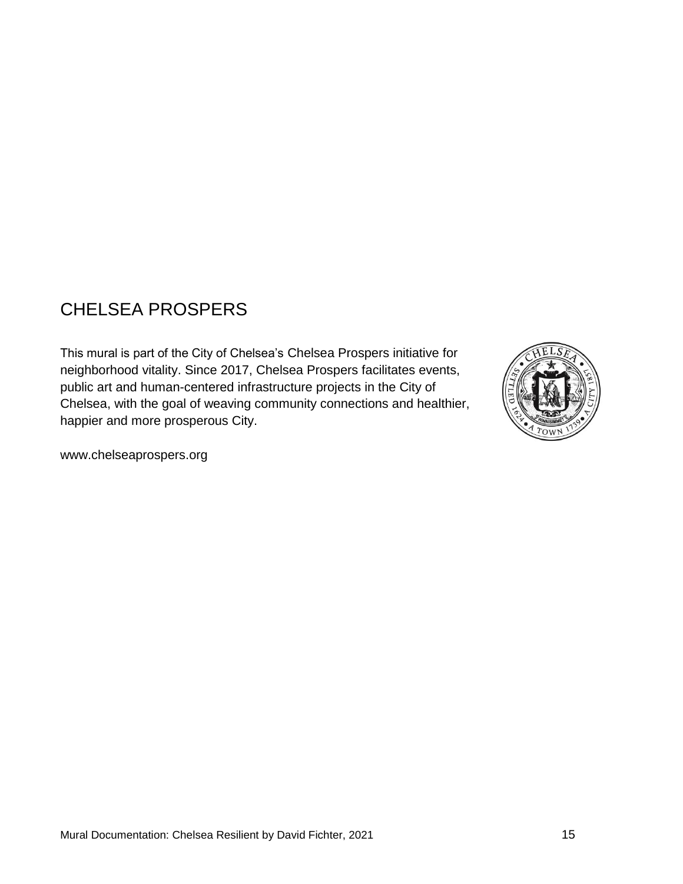## CHELSEA PROSPERS

This mural is part of the City of Chelsea's Chelsea Prospers initiative for neighborhood vitality. Since 2017, Chelsea Prospers facilitates events, public art and human-centered infrastructure projects in the City of Chelsea, with the goal of weaving community connections and healthier, happier and more prosperous City.

www.chelseaprospers.org